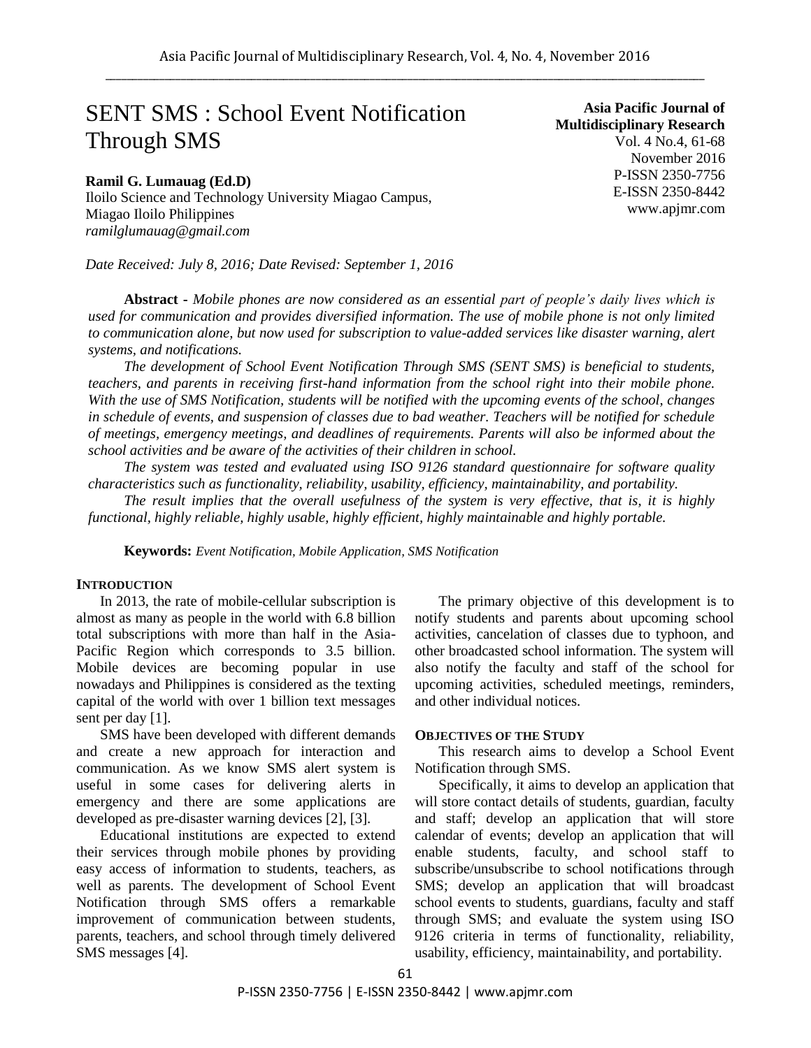# SENT SMS : School Event Notification Through SMS

**Ramil G. Lumauag (Ed.D)**
Iloilo Science and Technology University Miagao Campus, Miagao Iloilo Philippines
*ramilglumauag@gmail.com*

**Asia Pacific Journal of Multidisciplinary Research**
Vol. 4 No.4, 61-68
November 2016
P-ISSN 2350-7756
E-ISSN 2350-8442
www.apjmr.com

*Date Received: July 8, 2016; Date Revised: September 1, 2016*

**Abstract** - *Mobile phones are now considered as an essential part of people's daily lives which is used for communication and provides diversified information. The use of mobile phone is not only limited to communication alone, but now used for subscription to value-added services like disaster warning, alert systems, and notifications.*

*The development of School Event Notification Through SMS (SENT SMS) is beneficial to students, teachers, and parents in receiving first-hand information from the school right into their mobile phone. With the use of SMS Notification, students will be notified with the upcoming events of the school, changes in schedule of events, and suspension of classes due to bad weather. Teachers will be notified for schedule of meetings, emergency meetings, and deadlines of requirements. Parents will also be informed about the school activities and be aware of the activities of their children in school.*

*The system was tested and evaluated using ISO 9126 standard questionnaire for software quality characteristics such as functionality, reliability, usability, efficiency, maintainability, and portability.*

*The result implies that the overall usefulness of the system is very effective, that is, it is highly functional, highly reliable, highly usable, highly efficient, highly maintainable and highly portable.*

**Keywords:** *Event Notification, Mobile Application, SMS Notification*

## INTRODUCTION

In 2013, the rate of mobile-cellular subscription is almost as many as people in the world with 6.8 billion total subscriptions with more than half in the Asia-Pacific Region which corresponds to 3.5 billion. Mobile devices are becoming popular in use nowadays and Philippines is considered as the texting capital of the world with over 1 billion text messages sent per day [1].

SMS have been developed with different demands and create a new approach for interaction and communication. As we know SMS alert system is useful in some cases for delivering alerts in emergency and there are some applications are developed as pre-disaster warning devices [2], [3].

Educational institutions are expected to extend their services through mobile phones by providing easy access of information to students, teachers, as well as parents. The development of School Event Notification through SMS offers a remarkable improvement of communication between students, parents, teachers, and school through timely delivered SMS messages [4].

The primary objective of this development is to notify students and parents about upcoming school activities, cancelation of classes due to typhoon, and other broadcasted school information. The system will also notify the faculty and staff of the school for upcoming activities, scheduled meetings, reminders, and other individual notices.

## OBJECTIVES OF THE STUDY

This research aims to develop a School Event Notification through SMS.

Specifically, it aims to develop an application that will store contact details of students, guardian, faculty and staff; develop an application that will store calendar of events; develop an application that will enable students, faculty, and school staff to subscribe/unsubscribe to school notifications through SMS; develop an application that will broadcast school events to students, guardians, faculty and staff through SMS; and evaluate the system using ISO 9126 criteria in terms of functionality, reliability, usability, efficiency, maintainability, and portability.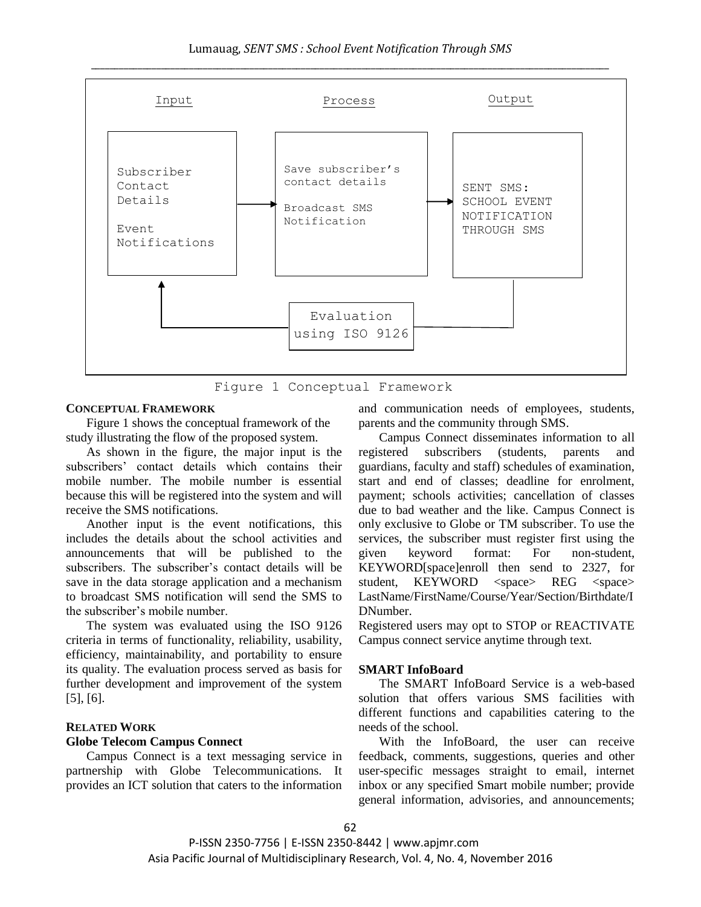| Input | Process | Output |
| --- | --- | --- |
| Subscriber Contact Details<br><br>Event Notifications | Save subscriber's contact details<br><br>Broadcast SMS Notification | SENT SMS: SCHOOL EVENT NOTIFICATION THROUGH SMS |
| | Evaluation using ISO 9126 | |

Figure 1 Conceptual Framework

### CONCEPTUAL FRAMEWORK

Figure 1 shows the conceptual framework of the study illustrating the flow of the proposed system.

As shown in the figure, the major input is the subscribers' contact details which contains their mobile number. The mobile number is essential because this will be registered into the system and will receive the SMS notifications.

Another input is the event notifications, this includes the details about the school activities and announcements that will be published to the subscribers. The subscriber's contact details will be save in the data storage application and a mechanism to broadcast SMS notification will send the SMS to the subscriber's mobile number.

The system was evaluated using the ISO 9126 criteria in terms of functionality, reliability, usability, efficiency, maintainability, and portability to ensure its quality. The evaluation process served as basis for further development and improvement of the system [5], [6].

### RELATED WORK

#### Globe Telecom Campus Connect

Campus Connect is a text messaging service in partnership with Globe Telecommunications. It provides an ICT solution that caters to the information and communication needs of employees, students, parents and the community through SMS.

Campus Connect disseminates information to all registered subscribers (students, parents and guardians, faculty and staff) schedules of examination, start and end of classes; deadline for enrolment, payment; schools activities; cancellation of classes due to bad weather and the like. Campus Connect is only exclusive to Globe or TM subscriber. To use the services, the subscriber must register first using the given keyword format: For non-student, KEYWORD[space]enroll then send to 2327, for student, KEYWORD <space> REG <space> LastName/FirstName/Course/Year/Section/Birthdate/IDNumber.

Registered users may opt to STOP or REACTIVATE Campus connect service anytime through text.

#### SMART InfoBoard

The SMART InfoBoard Service is a web-based solution that offers various SMS facilities with different functions and capabilities catering to the needs of the school.

With the InfoBoard, the user can receive feedback, comments, suggestions, queries and other user-specific messages straight to email, internet inbox or any specified Smart mobile number; provide general information, advisories, and announcements;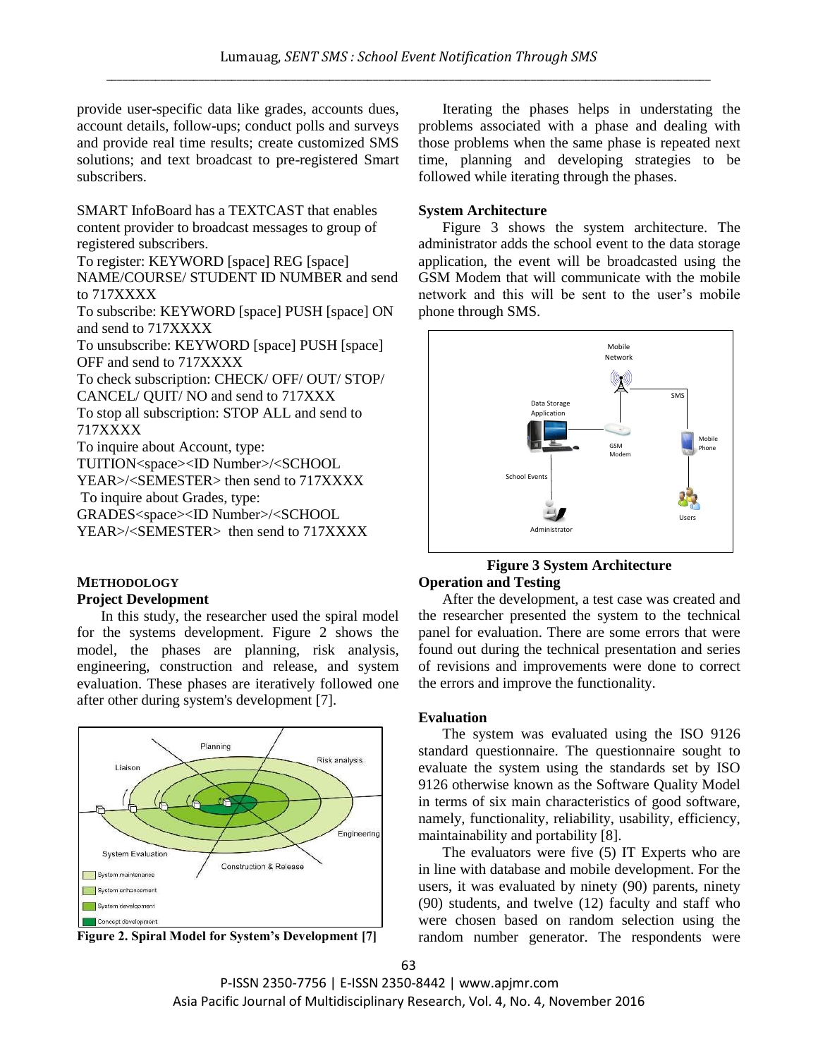provide user-specific data like grades, accounts dues, account details, follow-ups; conduct polls and surveys and provide real time results; create customized SMS solutions; and text broadcast to pre-registered Smart subscribers.

SMART InfoBoard has a TEXTCAST that enables content provider to broadcast messages to group of registered subscribers.

To register: KEYWORD [space] REG [space] NAME/COURSE/ STUDENT ID NUMBER and send to 717XXXX

To subscribe: KEYWORD [space] PUSH [space] ON and send to 717XXXX

To unsubscribe: KEYWORD [space] PUSH [space] OFF and send to 717XXXX

To check subscription: CHECK/ OFF/ OUT/ STOP/ CANCEL/ QUIT/ NO and send to 717XXX

To stop all subscription: STOP ALL and send to 717XXXX

To inquire about Account, type: TUITION<space><ID Number>/<SCHOOL YEAR>/<SEMESTER> then send to 717XXXX

To inquire about Grades, type: GRADES<space><ID Number>/<SCHOOL YEAR>/<SEMESTER> then send to 717XXXX

## METHODOLOGY

### Project Development

In this study, the researcher used the spiral model for the systems development. Figure 2 shows the model, the phases are planning, risk analysis, engineering, construction and release, and system evaluation. These phases are iteratively followed one after other during system's development [7].

**Figure 2. Spiral Model for System's Development [7]**

Iterating the phases helps in understating the problems associated with a phase and dealing with those problems when the same phase is repeated next time, planning and developing strategies to be followed while iterating through the phases.

### System Architecture

Figure 3 shows the system architecture. The administrator adds the school event to the data storage application, the event will be broadcasted using the GSM Modem that will communicate with the mobile network and this will be sent to the user's mobile phone through SMS.

**Figure 3 System Architecture**

### Operation and Testing

After the development, a test case was created and the researcher presented the system to the technical panel for evaluation. There are some errors that were found out during the technical presentation and series of revisions and improvements were done to correct the errors and improve the functionality.

### Evaluation

The system was evaluated using the ISO 9126 standard questionnaire. The questionnaire sought to evaluate the system using the standards set by ISO 9126 otherwise known as the Software Quality Model in terms of six main characteristics of good software, namely, functionality, reliability, usability, efficiency, maintainability and portability [8].

The evaluators were five (5) IT Experts who are in line with database and mobile development. For the users, it was evaluated by ninety (90) parents, ninety (90) students, and twelve (12) faculty and staff who were chosen based on random selection using the random number generator. The respondents were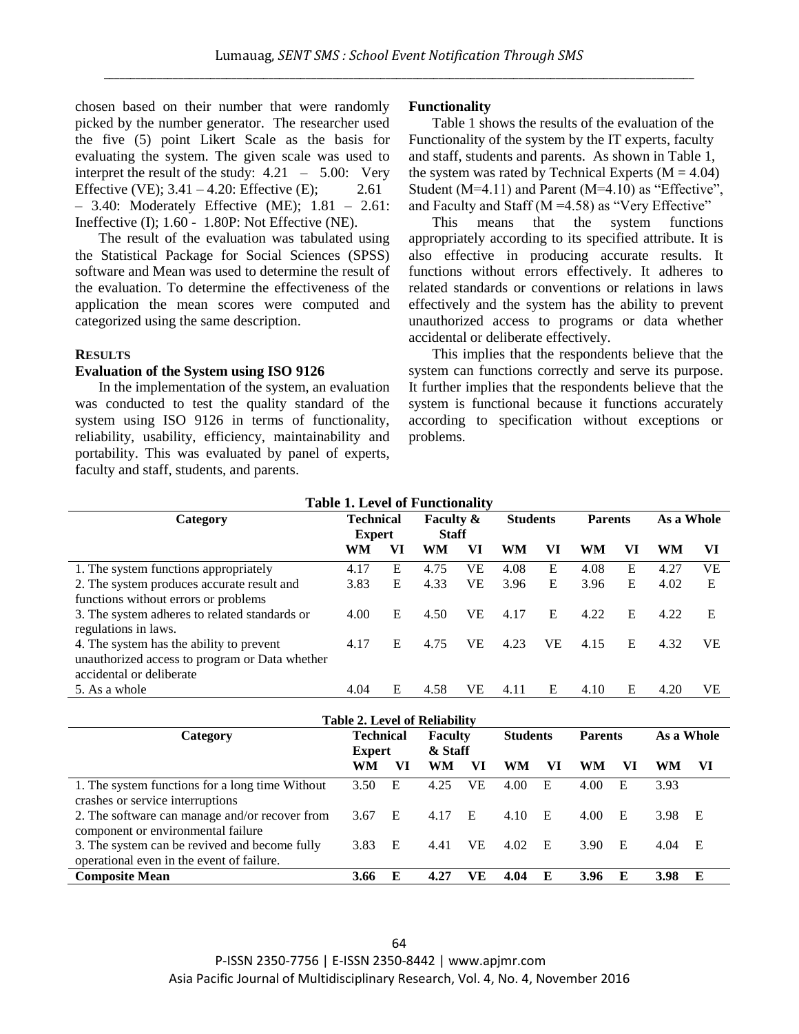chosen based on their number that were randomly picked by the number generator. The researcher used the five (5) point Likert Scale as the basis for evaluating the system. The given scale was used to interpret the result of the study: 4.21 – 5.00: Very Effective (VE); 3.41 – 4.20: Effective (E); 2.61 – 3.40: Moderately Effective (ME); 1.81 – 2.61: Ineffective (I); 1.60 - 1.80P: Not Effective (NE).

The result of the evaluation was tabulated using the Statistical Package for Social Sciences (SPSS) software and Mean was used to determine the result of the evaluation. To determine the effectiveness of the application the mean scores were computed and categorized using the same description.

## RESULTS

### Evaluation of the System using ISO 9126

In the implementation of the system, an evaluation was conducted to test the quality standard of the system using ISO 9126 in terms of functionality, reliability, usability, efficiency, maintainability and portability. This was evaluated by panel of experts, faculty and staff, students, and parents.

### Functionality

Table 1 shows the results of the evaluation of the Functionality of the system by the IT experts, faculty and staff, students and parents. As shown in Table 1, the system was rated by Technical Experts (M = 4.04) Student (M=4.11) and Parent (M=4.10) as "Effective", and Faculty and Staff (M =4.58) as "Very Effective"

This means that the system functions appropriately according to its specified attribute. It is also effective in producing accurate results. It functions without errors effectively. It adheres to related standards or conventions or relations in laws effectively and the system has the ability to prevent unauthorized access to programs or data whether accidental or deliberate effectively.

This implies that the respondents believe that the system can functions correctly and serve its purpose. It further implies that the respondents believe that the system is functional because it functions accurately according to specification without exceptions or problems.

**Table 1. Level of Functionality**

| Category | Technical Expert | | Faculty & Staff | | Students | | Parents | | As a Whole | |
|---|---|---|---|---|---|---|---|---|---|---|
| | WM | VI | WM | VI | WM | VI | WM | VI | WM | VI |
| 1. The system functions appropriately | 4.17 | E | 4.75 | VE | 4.08 | E | 4.08 | E | 4.27 | VE |
| 2. The system produces accurate result and functions without errors or problems | 3.83 | E | 4.33 | VE | 3.96 | E | 3.96 | E | 4.02 | E |
| 3. The system adheres to related standards or regulations in laws. | 4.00 | E | 4.50 | VE | 4.17 | E | 4.22 | E | 4.22 | E |
| 4. The system has the ability to prevent unauthorized access to program or Data whether accidental or deliberate | 4.17 | E | 4.75 | VE | 4.23 | VE | 4.15 | E | 4.32 | VE |
| 5. As a whole | 4.04 | E | 4.58 | VE | 4.11 | E | 4.10 | E | 4.20 | VE |

**Table 2. Level of Reliability**

| Category | Technical Expert | | Faculty & Staff | | Students | | Parents | | As a Whole | |
|---|---|---|---|---|---|---|---|---|---|---|
| | WM | VI | WM | VI | WM | VI | WM | VI | WM | VI |
| 1. The system functions for a long time Without crashes or service interruptions | 3.50 | E | 4.25 | VE | 4.00 | E | 4.00 | E | 3.93 | |
| 2. The software can manage and/or recover from component or environmental failure | 3.67 | E | 4.17 | E | 4.10 | E | 4.00 | E | 3.98 | E |
| 3. The system can be revived and become fully operational even in the event of failure. | 3.83 | E | 4.41 | VE | 4.02 | E | 3.90 | E | 4.04 | E |
| **Composite Mean** | **3.66** | **E** | **4.27** | **VE** | **4.04** | **E** | **3.96** | **E** | **3.98** | **E** |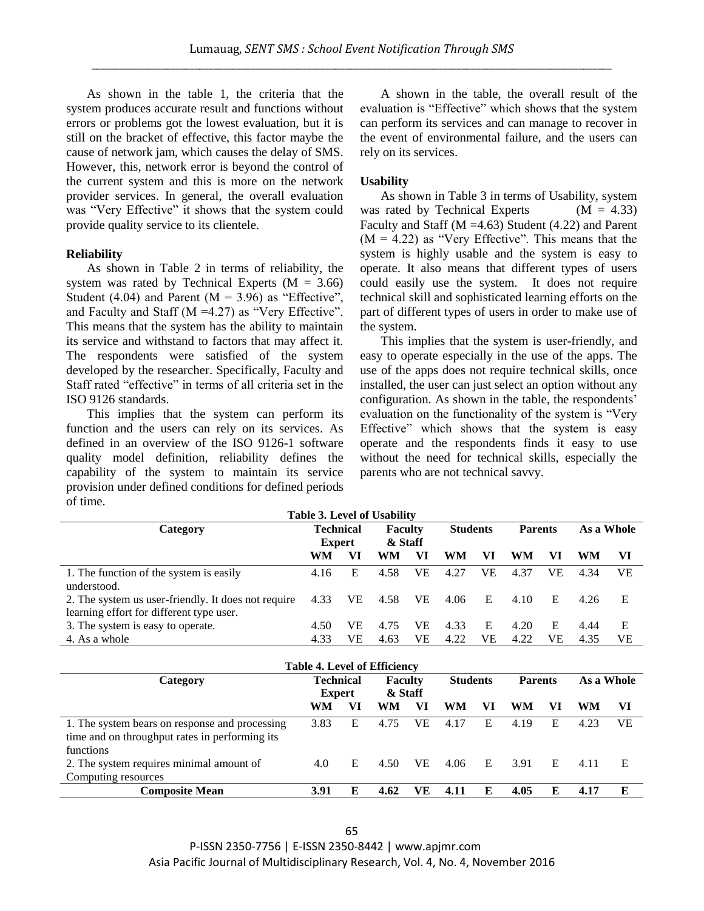As shown in the table 1, the criteria that the system produces accurate result and functions without errors or problems got the lowest evaluation, but it is still on the bracket of effective, this factor maybe the cause of network jam, which causes the delay of SMS. However, this, network error is beyond the control of the current system and this is more on the network provider services. In general, the overall evaluation was "Very Effective" it shows that the system could provide quality service to its clientele.

**Reliability**

As shown in Table 2 in terms of reliability, the system was rated by Technical Experts (M = 3.66) Student (4.04) and Parent (M = 3.96) as "Effective", and Faculty and Staff (M =4.27) as "Very Effective". This means that the system has the ability to maintain its service and withstand to factors that may affect it. The respondents were satisfied of the system developed by the researcher. Specifically, Faculty and Staff rated "effective" in terms of all criteria set in the ISO 9126 standards.

This implies that the system can perform its function and the users can rely on its services. As defined in an overview of the ISO 9126-1 software quality model definition, reliability defines the capability of the system to maintain its service provision under defined conditions for defined periods of time.

A shown in the table, the overall result of the evaluation is "Effective" which shows that the system can perform its services and can manage to recover in the event of environmental failure, and the users can rely on its services.

**Usability**

As shown in Table 3 in terms of Usability, system was rated by Technical Experts (M = 4.33) Faculty and Staff (M =4.63) Student (4.22) and Parent (M = 4.22) as "Very Effective". This means that the system is highly usable and the system is easy to operate. It also means that different types of users could easily use the system. It does not require technical skill and sophisticated learning efforts on the part of different types of users in order to make use of the system.

This implies that the system is user-friendly, and easy to operate especially in the use of the apps. The use of the apps does not require technical skills, once installed, the user can just select an option without any configuration. As shown in the table, the respondents' evaluation on the functionality of the system is "Very Effective" which shows that the system is easy operate and the respondents finds it easy to use without the need for technical skills, especially the parents who are not technical savvy.

**Table 3. Level of Usability**

| Category | Technical Expert | | Faculty & Staff | | Students | | Parents | | As a Whole | |
|---|---|---|---|---|---|---|---|---|---|---|
| | WM | VI | WM | VI | WM | VI | WM | VI | WM | VI |
| 1. The function of the system is easily understood. | 4.16 | E | 4.58 | VE | 4.27 | VE | 4.37 | VE | 4.34 | VE |
| 2. The system us user-friendly. It does not require learning effort for different type user. | 4.33 | VE | 4.58 | VE | 4.06 | E | 4.10 | E | 4.26 | E |
| 3. The system is easy to operate. | 4.50 | VE | 4.75 | VE | 4.33 | E | 4.20 | E | 4.44 | E |
| 4. As a whole | 4.33 | VE | 4.63 | VE | 4.22 | VE | 4.22 | VE | 4.35 | VE |

**Table 4. Level of Efficiency**

| Category | Technical Expert | | Faculty & Staff | | Students | | Parents | | As a Whole | |
|---|---|---|---|---|---|---|---|---|---|---|
| | WM | VI | WM | VI | WM | VI | WM | VI | WM | VI |
| 1. The system bears on response and processing time and on throughput rates in performing its functions | 3.83 | E | 4.75 | VE | 4.17 | E | 4.19 | E | 4.23 | VE |
| 2. The system requires minimal amount of Computing resources | 4.0 | E | 4.50 | VE | 4.06 | E | 3.91 | E | 4.11 | E |
| **Composite Mean** | **3.91** | **E** | **4.62** | **VE** | **4.11** | **E** | **4.05** | **E** | **4.17** | **E** |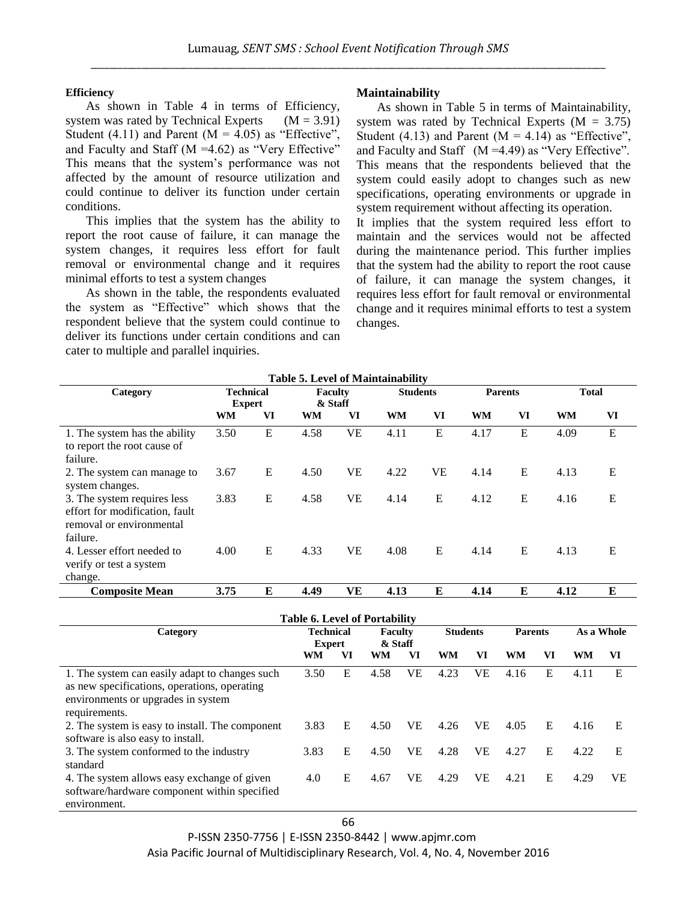**Efficiency**

As shown in Table 4 in terms of Efficiency, system was rated by Technical Experts (M = 3.91) Student (4.11) and Parent (M = 4.05) as "Effective", and Faculty and Staff (M =4.62) as "Very Effective" This means that the system's performance was not affected by the amount of resource utilization and could continue to deliver its function under certain conditions.

This implies that the system has the ability to report the root cause of failure, it can manage the system changes, it requires less effort for fault removal or environmental change and it requires minimal efforts to test a system changes

As shown in the table, the respondents evaluated the system as "Effective" which shows that the respondent believe that the system could continue to deliver its functions under certain conditions and can cater to multiple and parallel inquiries.

**Maintainability**

As shown in Table 5 in terms of Maintainability, system was rated by Technical Experts (M = 3.75) Student (4.13) and Parent (M = 4.14) as "Effective", and Faculty and Staff (M =4.49) as "Very Effective". This means that the respondents believed that the system could easily adopt to changes such as new specifications, operating environments or upgrade in system requirement without affecting its operation.

It implies that the system required less effort to maintain and the services would not be affected during the maintenance period. This further implies that the system had the ability to report the root cause of failure, it can manage the system changes, it requires less effort for fault removal or environmental change and it requires minimal efforts to test a system changes.

**Table 5. Level of Maintainability**

| Category | Technical Expert | | Faculty & Staff | | Students | | Parents | | Total | |
|---|---|---|---|---|---|---|---|---|---|---|
| | WM | VI | WM | VI | WM | VI | WM | VI | WM | VI |
| 1. The system has the ability to report the root cause of failure. | 3.50 | E | 4.58 | VE | 4.11 | E | 4.17 | E | 4.09 | E |
| 2. The system can manage to system changes. | 3.67 | E | 4.50 | VE | 4.22 | VE | 4.14 | E | 4.13 | E |
| 3. The system requires less effort for modification, fault removal or environmental failure. | 3.83 | E | 4.58 | VE | 4.14 | E | 4.12 | E | 4.16 | E |
| 4. Lesser effort needed to verify or test a system change. | 4.00 | E | 4.33 | VE | 4.08 | E | 4.14 | E | 4.13 | E |
| **Composite Mean** | **3.75** | **E** | **4.49** | **VE** | **4.13** | **E** | **4.14** | **E** | **4.12** | **E** |

**Table 6. Level of Portability**

| Category | Technical Expert | | Faculty & Staff | | Students | | Parents | | As a Whole | |
|---|---|---|---|---|---|---|---|---|---|---|
| | WM | VI | WM | VI | WM | VI | WM | VI | WM | VI |
| 1. The system can easily adapt to changes such as new specifications, operations, operating environments or upgrades in system requirements. | 3.50 | E | 4.58 | VE | 4.23 | VE | 4.16 | E | 4.11 | E |
| 2. The system is easy to install. The component software is also easy to install. | 3.83 | E | 4.50 | VE | 4.26 | VE | 4.05 | E | 4.16 | E |
| 3. The system conformed to the industry standard | 3.83 | E | 4.50 | VE | 4.28 | VE | 4.27 | E | 4.22 | E |
| 4. The system allows easy exchange of given software/hardware component within specified environment. | 4.0 | E | 4.67 | VE | 4.29 | VE | 4.21 | E | 4.29 | VE |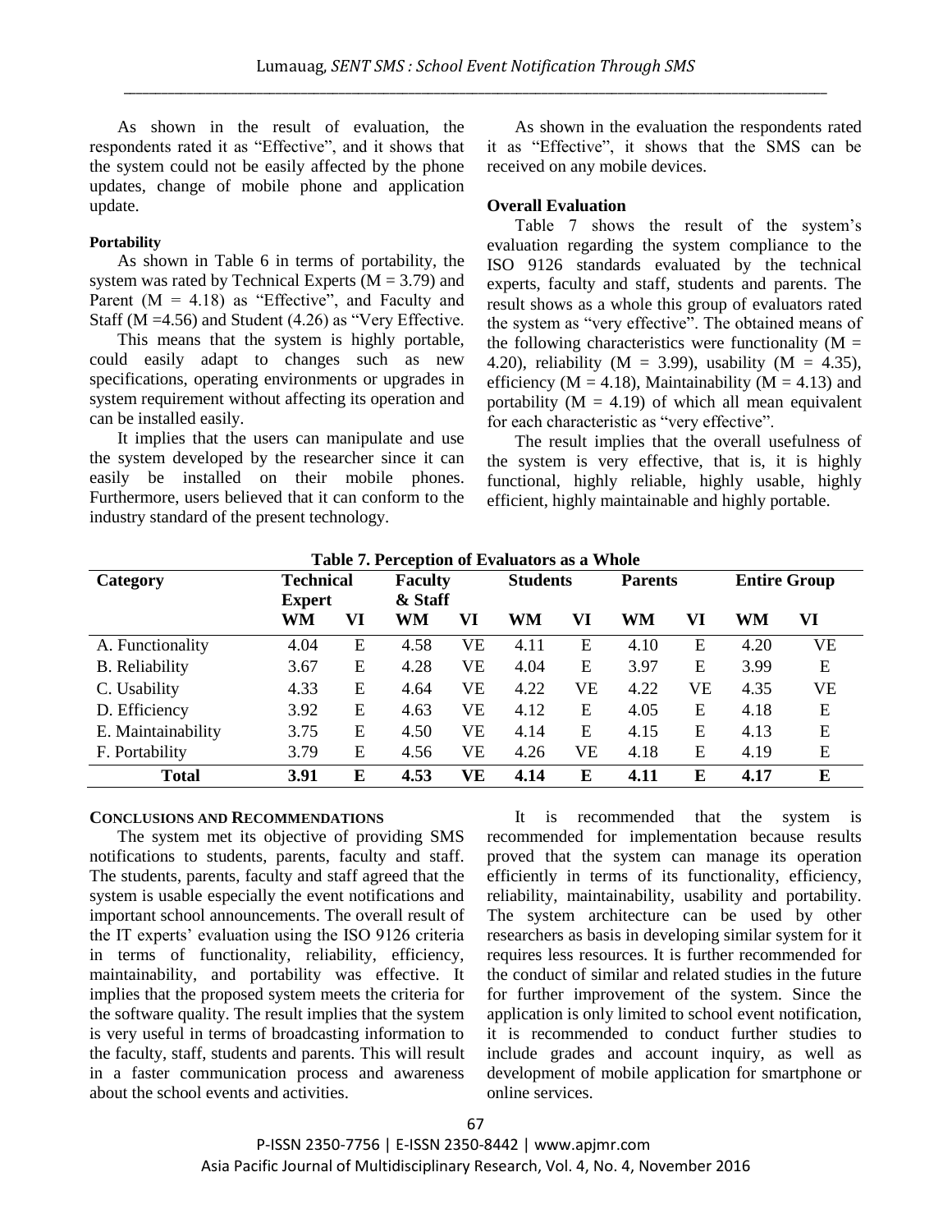As shown in the result of evaluation, the respondents rated it as "Effective", and it shows that the system could not be easily affected by the phone updates, change of mobile phone and application update.

#### Portability

As shown in Table 6 in terms of portability, the system was rated by Technical Experts (M = 3.79) and Parent (M = 4.18) as "Effective", and Faculty and Staff (M =4.56) and Student (4.26) as "Very Effective.

This means that the system is highly portable, could easily adapt to changes such as new specifications, operating environments or upgrades in system requirement without affecting its operation and can be installed easily.

It implies that the users can manipulate and use the system developed by the researcher since it can easily be installed on their mobile phones. Furthermore, users believed that it can conform to the industry standard of the present technology.

As shown in the evaluation the respondents rated it as "Effective", it shows that the SMS can be received on any mobile devices.

#### Overall Evaluation

Table 7 shows the result of the system's evaluation regarding the system compliance to the ISO 9126 standards evaluated by the technical experts, faculty and staff, students and parents. The result shows as a whole this group of evaluators rated the system as "very effective". The obtained means of the following characteristics were functionality (M = 4.20), reliability (M = 3.99), usability (M = 4.35), efficiency (M = 4.18), Maintainability (M = 4.13) and portability (M = 4.19) of which all mean equivalent for each characteristic as "very effective".

The result implies that the overall usefulness of the system is very effective, that is, it is highly functional, highly reliable, highly usable, highly efficient, highly maintainable and highly portable.

**Table 7. Perception of Evaluators as a Whole**

| Category | Technical Expert | | Faculty & Staff | | Students | | Parents | | Entire Group | |
|---|---|---|---|---|---|---|---|---|---|---|
| | **WM** | **VI** | **WM** | **VI** | **WM** | **VI** | **WM** | **VI** | **WM** | **VI** |
| A. Functionality | 4.04 | E | 4.58 | VE | 4.11 | E | 4.10 | E | 4.20 | VE |
| B. Reliability | 3.67 | E | 4.28 | VE | 4.04 | E | 3.97 | E | 3.99 | E |
| C. Usability | 4.33 | E | 4.64 | VE | 4.22 | VE | 4.22 | VE | 4.35 | VE |
| D. Efficiency | 3.92 | E | 4.63 | VE | 4.12 | E | 4.05 | E | 4.18 | E |
| E. Maintainability | 3.75 | E | 4.50 | VE | 4.14 | E | 4.15 | E | 4.13 | E |
| F. Portability | 3.79 | E | 4.56 | VE | 4.26 | VE | 4.18 | E | 4.19 | E |
| **Total** | **3.91** | **E** | **4.53** | **VE** | **4.14** | **E** | **4.11** | **E** | **4.17** | **E** |

## CONCLUSIONS AND RECOMMENDATIONS

The system met its objective of providing SMS notifications to students, parents, faculty and staff. The students, parents, faculty and staff agreed that the system is usable especially the event notifications and important school announcements. The overall result of the IT experts' evaluation using the ISO 9126 criteria in terms of functionality, reliability, efficiency, maintainability, and portability was effective. It implies that the proposed system meets the criteria for the software quality. The result implies that the system is very useful in terms of broadcasting information to the faculty, staff, students and parents. This will result in a faster communication process and awareness about the school events and activities.

It is recommended that the system is recommended for implementation because results proved that the system can manage its operation efficiently in terms of its functionality, efficiency, reliability, maintainability, usability and portability. The system architecture can be used by other researchers as basis in developing similar system for it requires less resources. It is further recommended for the conduct of similar and related studies in the future for further improvement of the system. Since the application is only limited to school event notification, it is recommended to conduct further studies to include grades and account inquiry, as well as development of mobile application for smartphone or online services.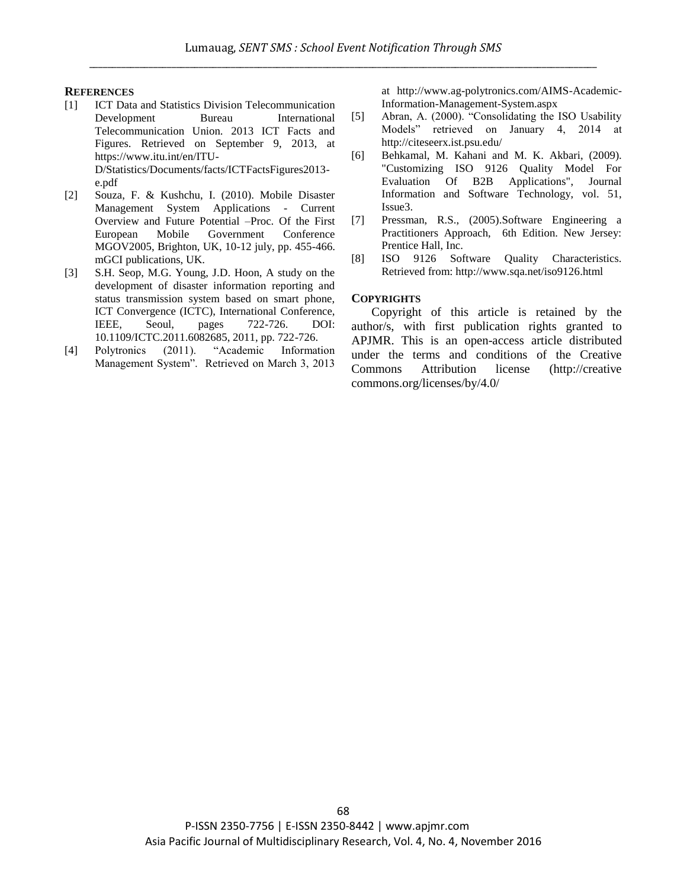## REFERENCES

[1] ICT Data and Statistics Division Telecommunication Development Bureau International Telecommunication Union. 2013 ICT Facts and Figures. Retrieved on September 9, 2013, at https://www.itu.int/en/ITU-D/Statistics/Documents/facts/ICTFactsFigures2013-e.pdf

[2] Souza, F. & Kushchu, I. (2010). Mobile Disaster Management System Applications - Current Overview and Future Potential –Proc. Of the First European Mobile Government Conference MGOV2005, Brighton, UK, 10-12 july, pp. 455-466. mGCI publications, UK.

[3] S.H. Seop, M.G. Young, J.D. Hoon, A study on the development of disaster information reporting and status transmission system based on smart phone, ICT Convergence (ICTC), International Conference, IEEE, Seoul, pages 722-726. DOI: 10.1109/ICTC.2011.6082685, 2011, pp. 722-726.

[4] Polytronics (2011). "Academic Information Management System". Retrieved on March 3, 2013 at http://www.ag-polytronics.com/AIMS-Academic-Information-Management-System.aspx

[5] Abran, A. (2000). "Consolidating the ISO Usability Models" retrieved on January 4, 2014 at http://citeseerx.ist.psu.edu/

[6] Behkamal, M. Kahani and M. K. Akbari, (2009). "Customizing ISO 9126 Quality Model For Evaluation Of B2B Applications", Journal Information and Software Technology, vol. 51, Issue3.

[7] Pressman, R.S., (2005).Software Engineering a Practitioners Approach, 6th Edition. New Jersey: Prentice Hall, Inc.

[8] ISO 9126 Software Quality Characteristics. Retrieved from: http://www.sqa.net/iso9126.html

## COPYRIGHTS

Copyright of this article is retained by the author/s, with first publication rights granted to APJMR. This is an open-access article distributed under the terms and conditions of the Creative Commons Attribution license (http://creative commons.org/licenses/by/4.0/